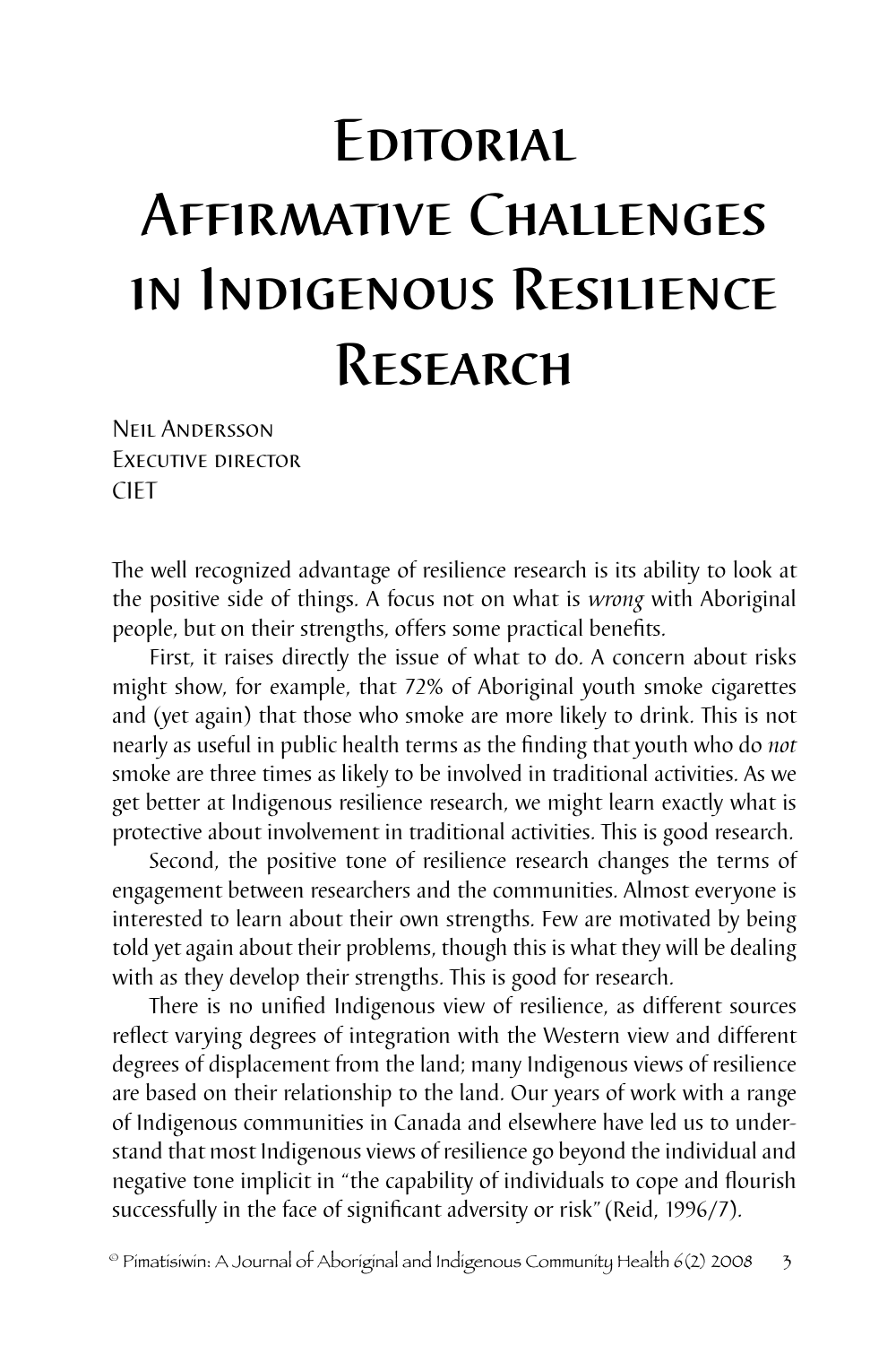# Editorial
# Affirmative Challenges in Indigenous Resilience Research

Neil Andersson
Executive director
CIET

The well recognized advantage of resilience research is its ability to look at the positive side of things. A focus not on what is *wrong* with Aboriginal people, but on their strengths, offers some practical benefits.

First, it raises directly the issue of what to do. A concern about risks might show, for example, that 72% of Aboriginal youth smoke cigarettes and (yet again) that those who smoke are more likely to drink. This is not nearly as useful in public health terms as the finding that youth who do *not* smoke are three times as likely to be involved in traditional activities. As we get better at Indigenous resilience research, we might learn exactly what is protective about involvement in traditional activities. This is good research.

Second, the positive tone of resilience research changes the terms of engagement between researchers and the communities. Almost everyone is interested to learn about their own strengths. Few are motivated by being told yet again about their problems, though this is what they will be dealing with as they develop their strengths. This is good for research.

There is no unified Indigenous view of resilience, as different sources reflect varying degrees of integration with the Western view and different degrees of displacement from the land; many Indigenous views of resilience are based on their relationship to the land. Our years of work with a range of Indigenous communities in Canada and elsewhere have led us to understand that most Indigenous views of resilience go beyond the individual and negative tone implicit in "the capability of individuals to cope and flourish successfully in the face of significant adversity or risk" (Reid, 1996/7).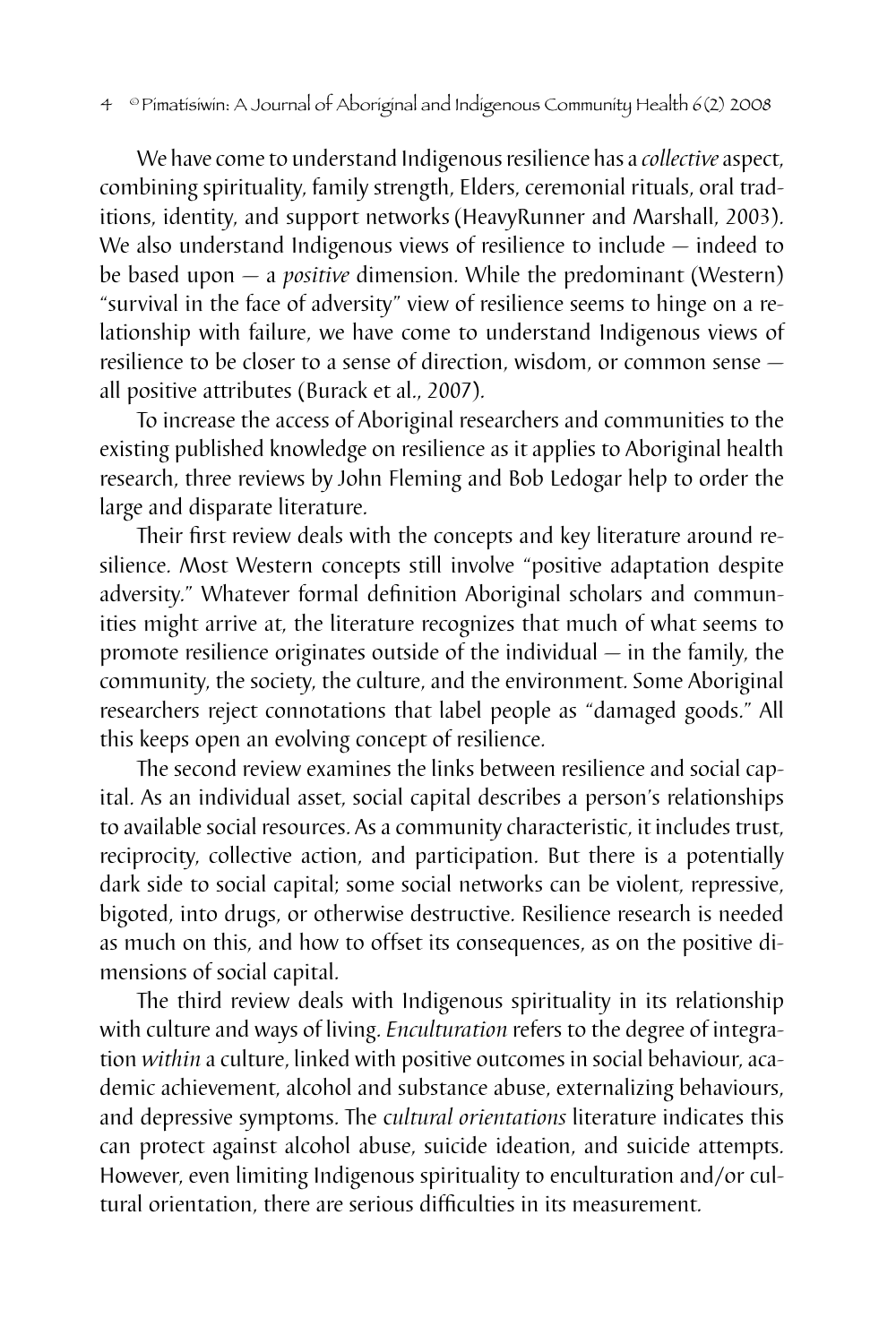We have come to understand Indigenous resilience has a *collective* aspect, combining spirituality, family strength, Elders, ceremonial rituals, oral traditions, identity, and support networks (HeavyRunner and Marshall, 2003). We also understand Indigenous views of resilience to include — indeed to be based upon — a *positive* dimension. While the predominant (Western) "survival in the face of adversity" view of resilience seems to hinge on a relationship with failure, we have come to understand Indigenous views of resilience to be closer to a sense of direction, wisdom, or common sense — all positive attributes (Burack et al., 2007).

To increase the access of Aboriginal researchers and communities to the existing published knowledge on resilience as it applies to Aboriginal health research, three reviews by John Fleming and Bob Ledogar help to order the large and disparate literature.

Their first review deals with the concepts and key literature around resilience. Most Western concepts still involve "positive adaptation despite adversity." Whatever formal definition Aboriginal scholars and communities might arrive at, the literature recognizes that much of what seems to promote resilience originates outside of the individual — in the family, the community, the society, the culture, and the environment. Some Aboriginal researchers reject connotations that label people as "damaged goods." All this keeps open an evolving concept of resilience.

The second review examines the links between resilience and social capital. As an individual asset, social capital describes a person's relationships to available social resources. As a community characteristic, it includes trust, reciprocity, collective action, and participation. But there is a potentially dark side to social capital; some social networks can be violent, repressive, bigoted, into drugs, or otherwise destructive. Resilience research is needed as much on this, and how to offset its consequences, as on the positive dimensions of social capital.

The third review deals with Indigenous spirituality in its relationship with culture and ways of living. *Enculturation* refers to the degree of integration *within* a culture, linked with positive outcomes in social behaviour, academic achievement, alcohol and substance abuse, externalizing behaviours, and depressive symptoms. The *cultural orientations* literature indicates this can protect against alcohol abuse, suicide ideation, and suicide attempts. However, even limiting Indigenous spirituality to enculturation and/or cultural orientation, there are serious difficulties in its measurement.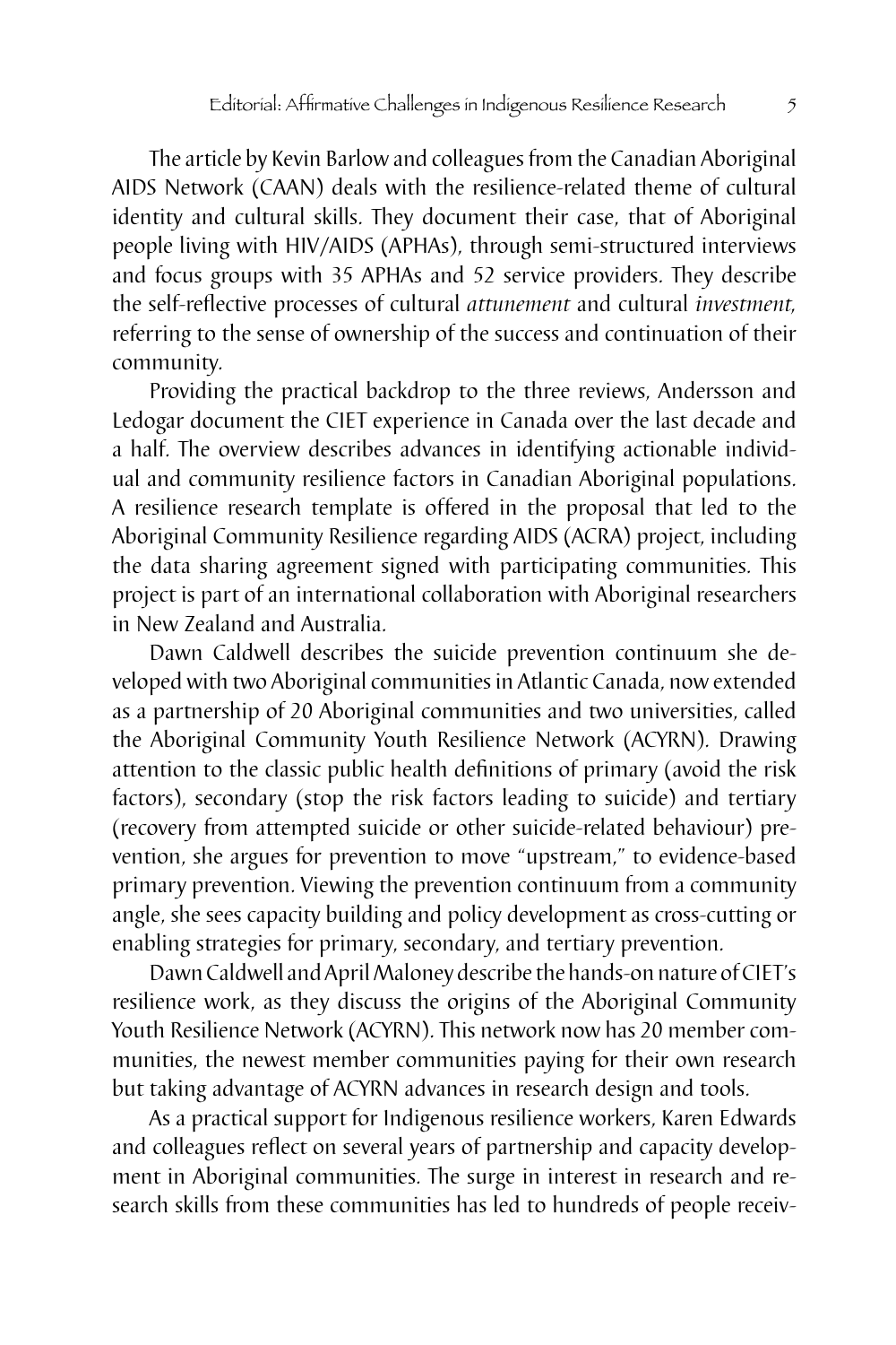The article by Kevin Barlow and colleagues from the Canadian Aboriginal AIDS Network (CAAN) deals with the resilience-related theme of cultural identity and cultural skills. They document their case, that of Aboriginal people living with HIV/AIDS (APHAs), through semi-structured interviews and focus groups with 35 APHAs and 52 service providers. They describe the self-reflective processes of cultural *attunement* and cultural *investment*, referring to the sense of ownership of the success and continuation of their community.

Providing the practical backdrop to the three reviews, Andersson and Ledogar document the CIET experience in Canada over the last decade and a half. The overview describes advances in identifying actionable individual and community resilience factors in Canadian Aboriginal populations. A resilience research template is offered in the proposal that led to the Aboriginal Community Resilience regarding AIDS (ACRA) project, including the data sharing agreement signed with participating communities. This project is part of an international collaboration with Aboriginal researchers in New Zealand and Australia.

Dawn Caldwell describes the suicide prevention continuum she developed with two Aboriginal communities in Atlantic Canada, now extended as a partnership of 20 Aboriginal communities and two universities, called the Aboriginal Community Youth Resilience Network (ACYRN). Drawing attention to the classic public health definitions of primary (avoid the risk factors), secondary (stop the risk factors leading to suicide) and tertiary (recovery from attempted suicide or other suicide-related behaviour) prevention, she argues for prevention to move "upstream," to evidence-based primary prevention. Viewing the prevention continuum from a community angle, she sees capacity building and policy development as cross-cutting or enabling strategies for primary, secondary, and tertiary prevention.

Dawn Caldwell and April Maloney describe the hands-on nature of CIET's resilience work, as they discuss the origins of the Aboriginal Community Youth Resilience Network (ACYRN). This network now has 20 member communities, the newest member communities paying for their own research but taking advantage of ACYRN advances in research design and tools.

As a practical support for Indigenous resilience workers, Karen Edwards and colleagues reflect on several years of partnership and capacity development in Aboriginal communities. The surge in interest in research and research skills from these communities has led to hundreds of people receiv-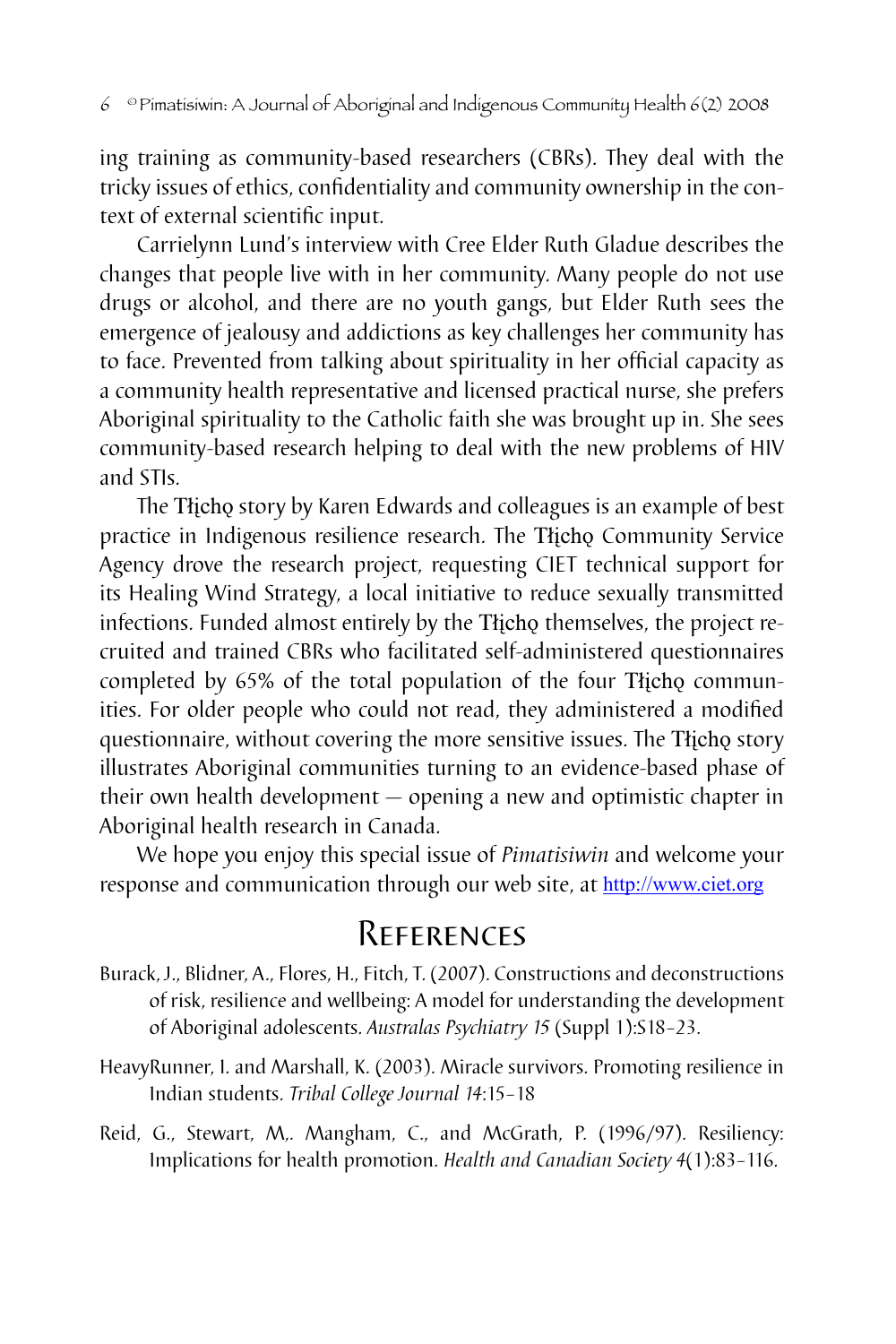ing training as community-based researchers (CBRs). They deal with the tricky issues of ethics, confidentiality and community ownership in the context of external scientific input.

Carrielynn Lund's interview with Cree Elder Ruth Gladue describes the changes that people live with in her community. Many people do not use drugs or alcohol, and there are no youth gangs, but Elder Ruth sees the emergence of jealousy and addictions as key challenges her community has to face. Prevented from talking about spirituality in her official capacity as a community health representative and licensed practical nurse, she prefers Aboriginal spirituality to the Catholic faith she was brought up in. She sees community-based research helping to deal with the new problems of HIV and STIs.

The Tłı̨chǫ story by Karen Edwards and colleagues is an example of best practice in Indigenous resilience research. The Tłı̨chǫ Community Service Agency drove the research project, requesting CIET technical support for its Healing Wind Strategy, a local initiative to reduce sexually transmitted infections. Funded almost entirely by the Tłı̨chǫ themselves, the project recruited and trained CBRs who facilitated self-administered questionnaires completed by 65% of the total population of the four Tłı̨chǫ communities. For older people who could not read, they administered a modified questionnaire, without covering the more sensitive issues. The Tłı̨chǫ story illustrates Aboriginal communities turning to an evidence-based phase of their own health development — opening a new and optimistic chapter in Aboriginal health research in Canada.

We hope you enjoy this special issue of *Pimatisiwin* and welcome your response and communication through our web site, at http://www.ciet.org

## References

Burack, J., Blidner, A., Flores, H., Fitch, T. (2007). Constructions and deconstructions of risk, resilience and wellbeing: A model for understanding the development of Aboriginal adolescents. *Australas Psychiatry 15* (Suppl 1):S18–23.

HeavyRunner, I. and Marshall, K. (2003). Miracle survivors. Promoting resilience in Indian students. *Tribal College Journal 14*:15–18

Reid, G., Stewart, M,. Mangham, C., and McGrath, P. (1996/97). Resiliency: Implications for health promotion. *Health and Canadian Society* 4(1):83–116.